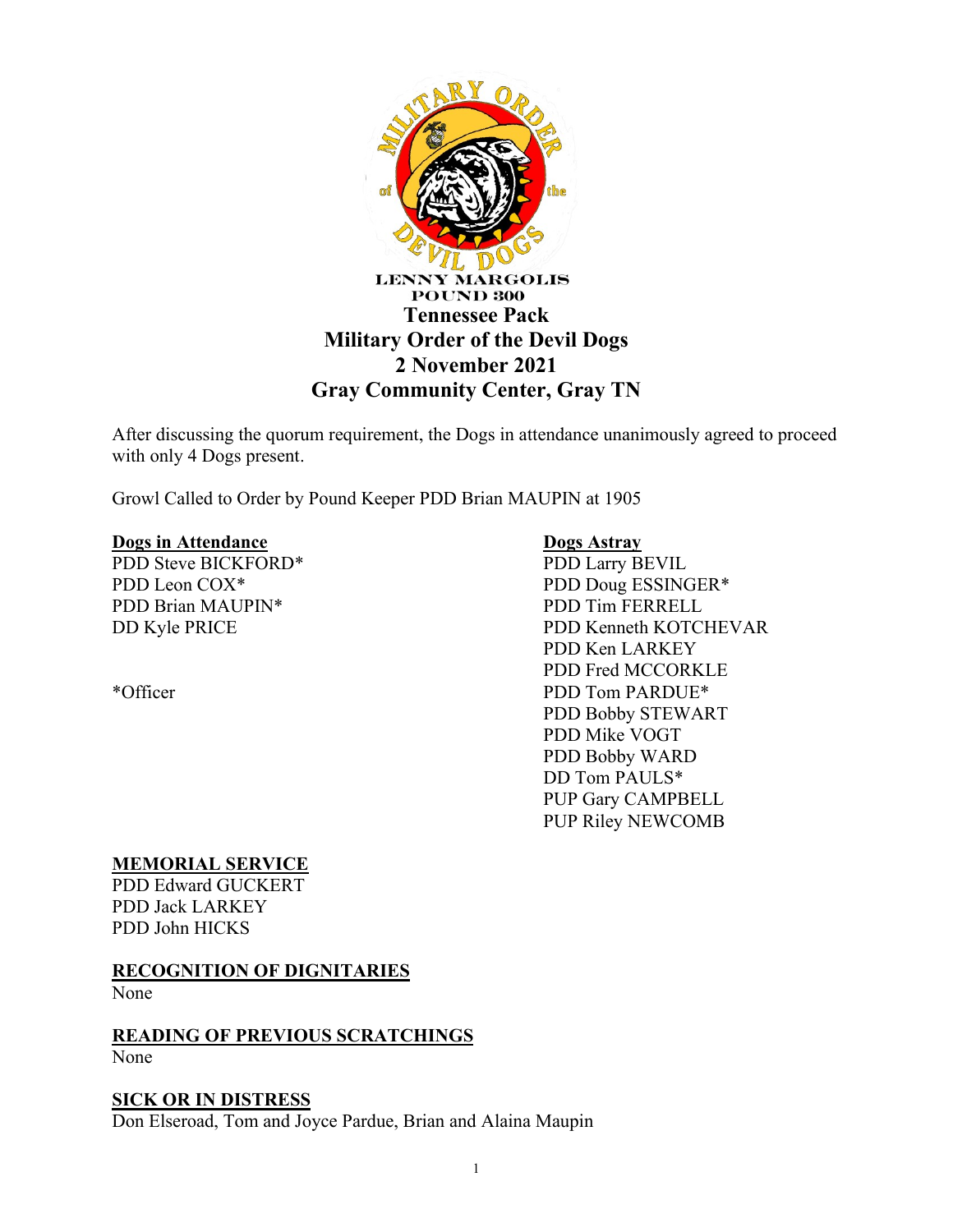LENNY MARGOLIS
POUND 300

# Tennessee Pack
# Military Order of the Devil Dogs
# 2 November 2021
# Gray Community Center, Gray TN

After discussing the quorum requirement, the Dogs in attendance unanimously agreed to proceed with only 4 Dogs present.

Growl Called to Order by Pound Keeper PDD Brian MAUPIN at 1905

**Dogs in Attendance**

PDD Steve BICKFORD*
PDD Leon COX*
PDD Brian MAUPIN*
DD Kyle PRICE

*Officer

**Dogs Astray**

PDD Larry BEVIL
PDD Doug ESSINGER*
PDD Tim FERRELL
PDD Kenneth KOTCHEVAR
PDD Ken LARKEY
PDD Fred MCCORKLE
PDD Tom PARDUE*
PDD Bobby STEWART
PDD Mike VOGT
PDD Bobby WARD
DD Tom PAULS*
PUP Gary CAMPBELL
PUP Riley NEWCOMB

## MEMORIAL SERVICE

PDD Edward GUCKERT
PDD Jack LARKEY
PDD John HICKS

## RECOGNITION OF DIGNITARIES

None

## READING OF PREVIOUS SCRATCHINGS

None

## SICK OR IN DISTRESS

Don Elseroad, Tom and Joyce Pardue, Brian and Alaina Maupin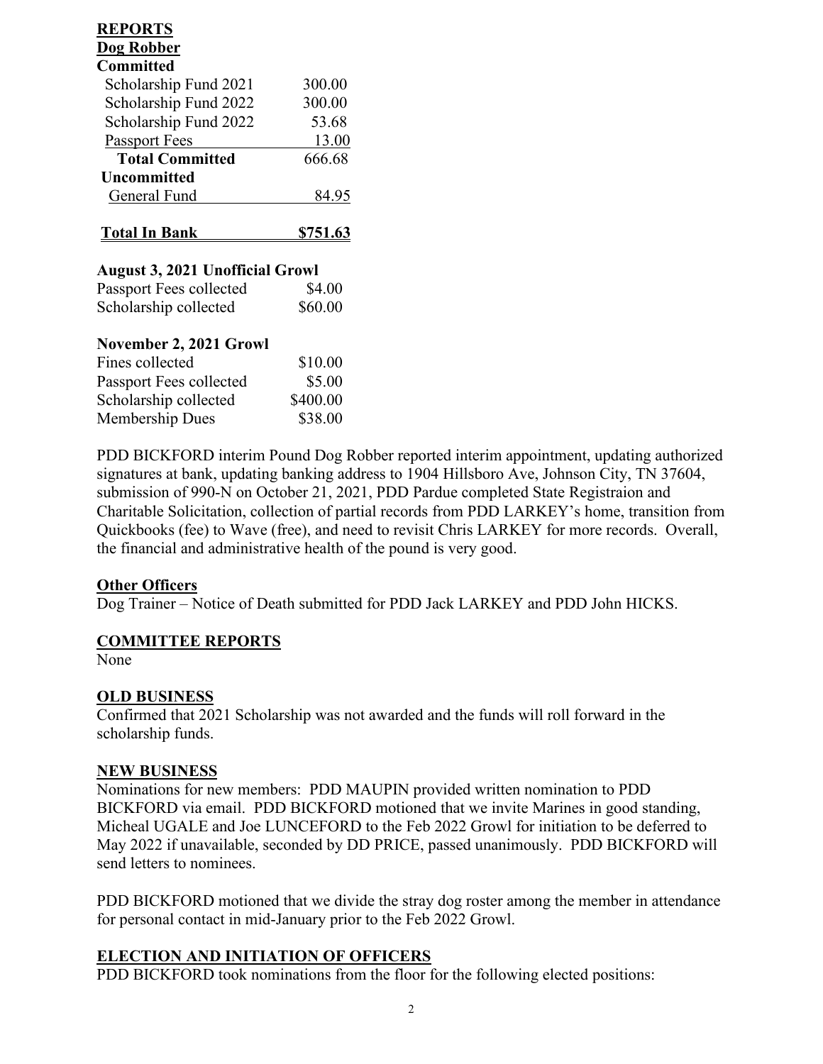**REPORTS**

**Dog Robber**

| **Committed** | |
|---|---|
| Scholarship Fund 2021 | 300.00 |
| Scholarship Fund 2022 | 300.00 |
| Scholarship Fund 2022 | 53.68 |
| Passport Fees | 13.00 |
| **Total Committed** | 666.68 |
| **Uncommitted** | |
| General Fund | 84.95 |
| **Total In Bank** | **$751.63** |

**August 3, 2021 Unofficial Growl**

| | |
|---|---|
| Passport Fees collected | $4.00 |
| Scholarship collected | $60.00 |

**November 2, 2021 Growl**

| | |
|---|---|
| Fines collected | $10.00 |
| Passport Fees collected | $5.00 |
| Scholarship collected | $400.00 |
| Membership Dues | $38.00 |

PDD BICKFORD interim Pound Dog Robber reported interim appointment, updating authorized signatures at bank, updating banking address to 1904 Hillsboro Ave, Johnson City, TN 37604, submission of 990-N on October 21, 2021, PDD Pardue completed State Registraion and Charitable Solicitation, collection of partial records from PDD LARKEY's home, transition from Quickbooks (fee) to Wave (free), and need to revisit Chris LARKEY for more records. Overall, the financial and administrative health of the pound is very good.

**Other Officers**

Dog Trainer – Notice of Death submitted for PDD Jack LARKEY and PDD John HICKS.

**COMMITTEE REPORTS**

None

**OLD BUSINESS**

Confirmed that 2021 Scholarship was not awarded and the funds will roll forward in the scholarship funds.

**NEW BUSINESS**

Nominations for new members: PDD MAUPIN provided written nomination to PDD BICKFORD via email. PDD BICKFORD motioned that we invite Marines in good standing, Micheal UGALE and Joe LUNCEFORD to the Feb 2022 Growl for initiation to be deferred to May 2022 if unavailable, seconded by DD PRICE, passed unanimously. PDD BICKFORD will send letters to nominees.

PDD BICKFORD motioned that we divide the stray dog roster among the member in attendance for personal contact in mid-January prior to the Feb 2022 Growl.

**ELECTION AND INITIATION OF OFFICERS**

PDD BICKFORD took nominations from the floor for the following elected positions: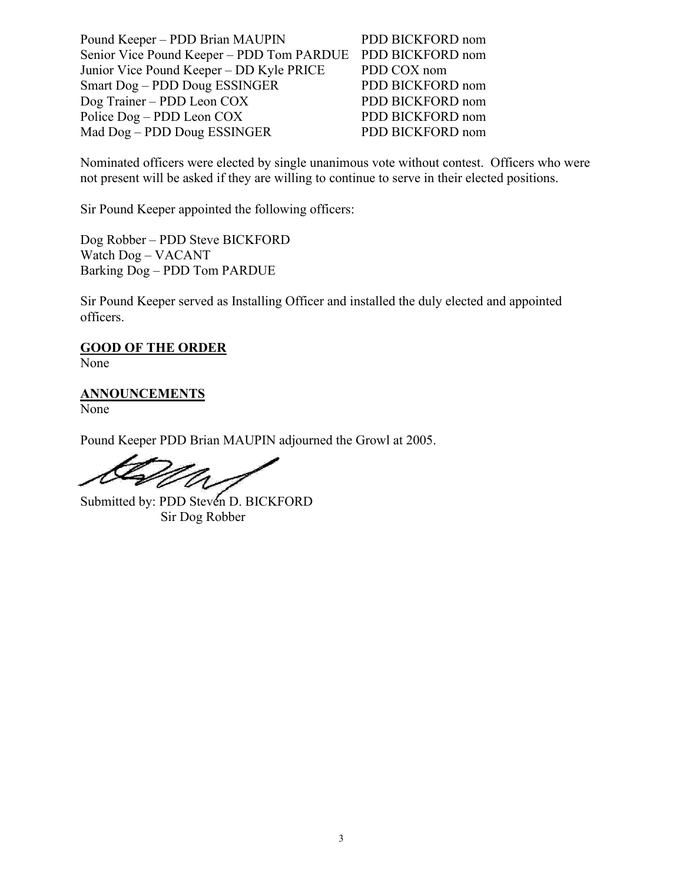| | |
|---|---|
| Pound Keeper – PDD Brian MAUPIN | PDD BICKFORD nom |
| Senior Vice Pound Keeper – PDD Tom PARDUE | PDD BICKFORD nom |
| Junior Vice Pound Keeper – DD Kyle PRICE | PDD COX nom |
| Smart Dog – PDD Doug ESSINGER | PDD BICKFORD nom |
| Dog Trainer – PDD Leon COX | PDD BICKFORD nom |
| Police Dog – PDD Leon COX | PDD BICKFORD nom |
| Mad Dog – PDD Doug ESSINGER | PDD BICKFORD nom |

Nominated officers were elected by single unanimous vote without contest. Officers who were not present will be asked if they are willing to continue to serve in their elected positions.

Sir Pound Keeper appointed the following officers:

Dog Robber – PDD Steve BICKFORD
Watch Dog – VACANT
Barking Dog – PDD Tom PARDUE

Sir Pound Keeper served as Installing Officer and installed the duly elected and appointed officers.

**GOOD OF THE ORDER**
None

**ANNOUNCEMENTS**
None

Pound Keeper PDD Brian MAUPIN adjourned the Growl at 2005.

Submitted by: PDD Steven D. BICKFORD
Sir Dog Robber